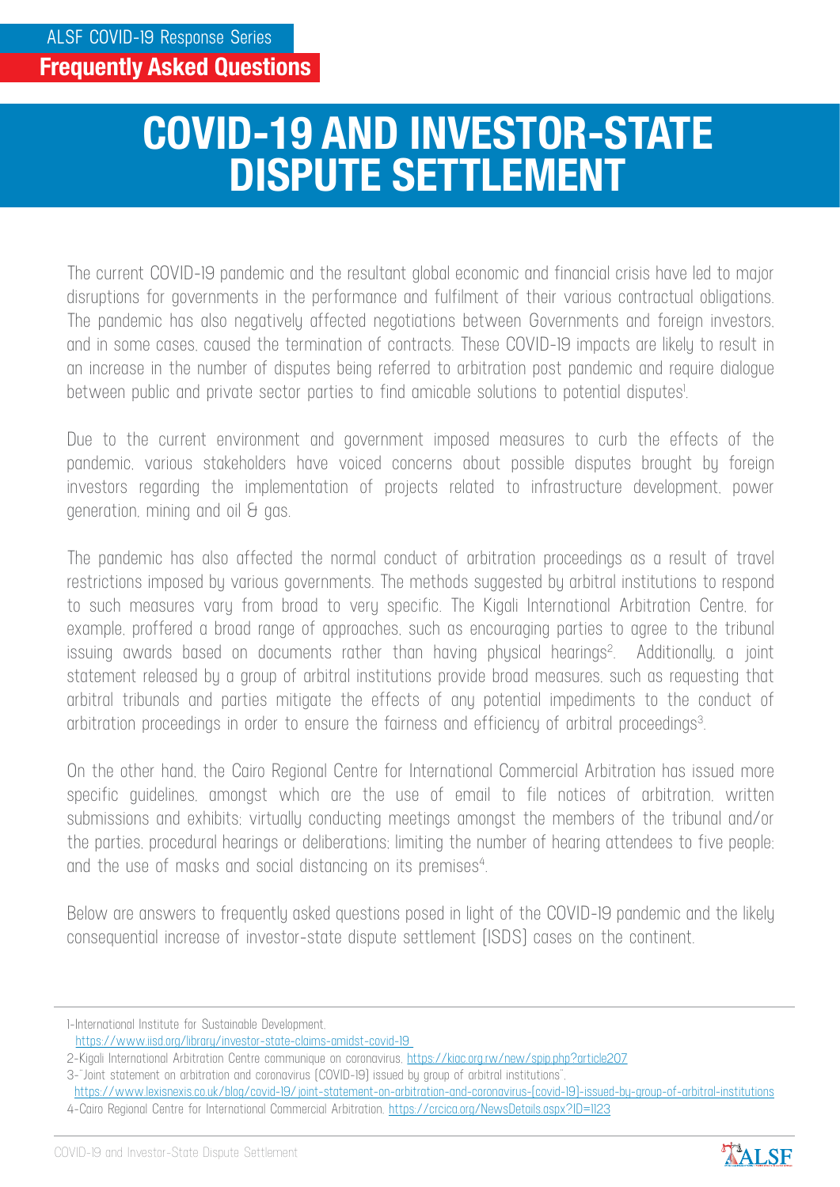ALSF COVID-19 Response Series

**Frequently Asked Questions**

# COVID-19 AND INVESTOR-STATE DISPUTE SETTLEMENT

The current COVID-19 pandemic and the resultant global economic and financial crisis have led to major disruptions for governments in the performance and fulfilment of their various contractual obligations. The pandemic has also negatively affected negotiations between Governments and foreign investors, and in some cases, caused the termination of contracts. These COVID-19 impacts are likely to result in an increase in the number of disputes being referred to arbitration post pandemic and require dialogue between public and private sector parties to find amicable solutions to potential disputes[1].

Due to the current environment and government imposed measures to curb the effects of the pandemic, various stakeholders have voiced concerns about possible disputes brought by foreign investors regarding the implementation of projects related to infrastructure development, power generation, mining and oil & gas.

The pandemic has also affected the normal conduct of arbitration proceedings as a result of travel restrictions imposed by various governments. The methods suggested by arbitral institutions to respond to such measures vary from broad to very specific. The Kigali International Arbitration Centre, for example, proffered a broad range of approaches, such as encouraging parties to agree to the tribunal issuing awards based on documents rather than having physical hearings[2]. Additionally, a joint statement released by a group of arbitral institutions provide broad measures, such as requesting that arbitral tribunals and parties mitigate the effects of any potential impediments to the conduct of arbitration proceedings in order to ensure the fairness and efficiency of arbitral proceedings[3].

On the other hand, the Cairo Regional Centre for International Commercial Arbitration has issued more specific guidelines, amongst which are the use of email to file notices of arbitration, written submissions and exhibits; virtually conducting meetings amongst the members of the tribunal and/or the parties, procedural hearings or deliberations; limiting the number of hearing attendees to five people; and the use of masks and social distancing on its premises[4].

Below are answers to frequently asked questions posed in light of the COVID-19 pandemic and the likely consequential increase of investor-state dispute settlement (ISDS) cases on the continent.

---

1-International Institute for Sustainable Development, https://www.iisd.org/library/investor-state-claims-amidst-covid-19

2-Kigali International Arbitration Centre communique on coronavirus, https://kiac.org.rw/new/spip.php?article207

3-"Joint statement on arbitration and coronavirus (COVID-19) issued by group of arbitral institutions", https://www.lexisnexis.co.uk/blog/covid-19/joint-statement-on-arbitration-and-coronavirus-(covid-19)-issued-by-group-of-arbitral-institutions

4-Cairo Regional Centre for International Commercial Arbitration, https://crcica.org/NewsDetails.aspx?ID=1123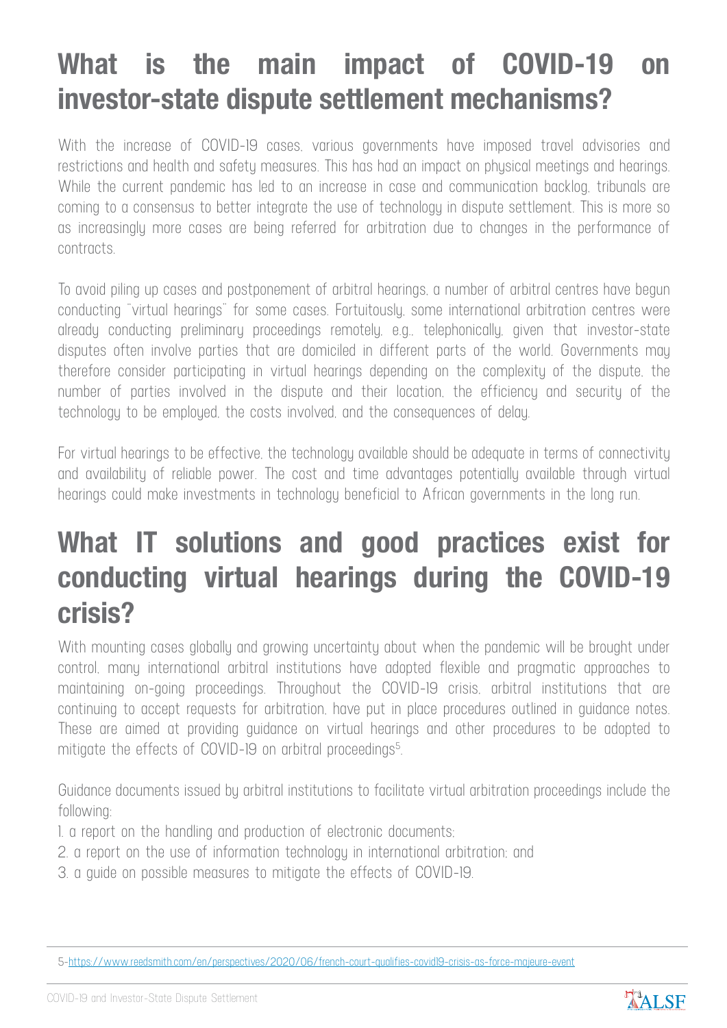## What is the main impact of COVID-19 on investor-state dispute settlement mechanisms?

With the increase of COVID-19 cases, various governments have imposed travel advisories and restrictions and health and safety measures. This has had an impact on physical meetings and hearings. While the current pandemic has led to an increase in case and communication backlog, tribunals are coming to a consensus to better integrate the use of technology in dispute settlement. This is more so as increasingly more cases are being referred for arbitration due to changes in the performance of contracts.

To avoid piling up cases and postponement of arbitral hearings, a number of arbitral centres have begun conducting "virtual hearings" for some cases. Fortuitously, some international arbitration centres were already conducting preliminary proceedings remotely, e.g., telephonically, given that investor-state disputes often involve parties that are domiciled in different parts of the world. Governments may therefore consider participating in virtual hearings depending on the complexity of the dispute, the number of parties involved in the dispute and their location, the efficiency and security of the technology to be employed, the costs involved, and the consequences of delay.

For virtual hearings to be effective, the technology available should be adequate in terms of connectivity and availability of reliable power. The cost and time advantages potentially available through virtual hearings could make investments in technology beneficial to African governments in the long run.

## What IT solutions and good practices exist for conducting virtual hearings during the COVID-19 crisis?

With mounting cases globally and growing uncertainty about when the pandemic will be brought under control, many international arbitral institutions have adopted flexible and pragmatic approaches to maintaining on-going proceedings. Throughout the COVID-19 crisis, arbitral institutions that are continuing to accept requests for arbitration, have put in place procedures outlined in guidance notes. These are aimed at providing guidance on virtual hearings and other procedures to be adopted to mitigate the effects of COVID-19 on arbitral proceedings[5].

Guidance documents issued by arbitral institutions to facilitate virtual arbitration proceedings include the following:

1. a report on the handling and production of electronic documents;
2. a report on the use of information technology in international arbitration; and
3. a guide on possible measures to mitigate the effects of COVID-19.

5-https://www.reedsmith.com/en/perspectives/2020/06/french-court-qualifies-covid19-crisis-as-force-majeure-event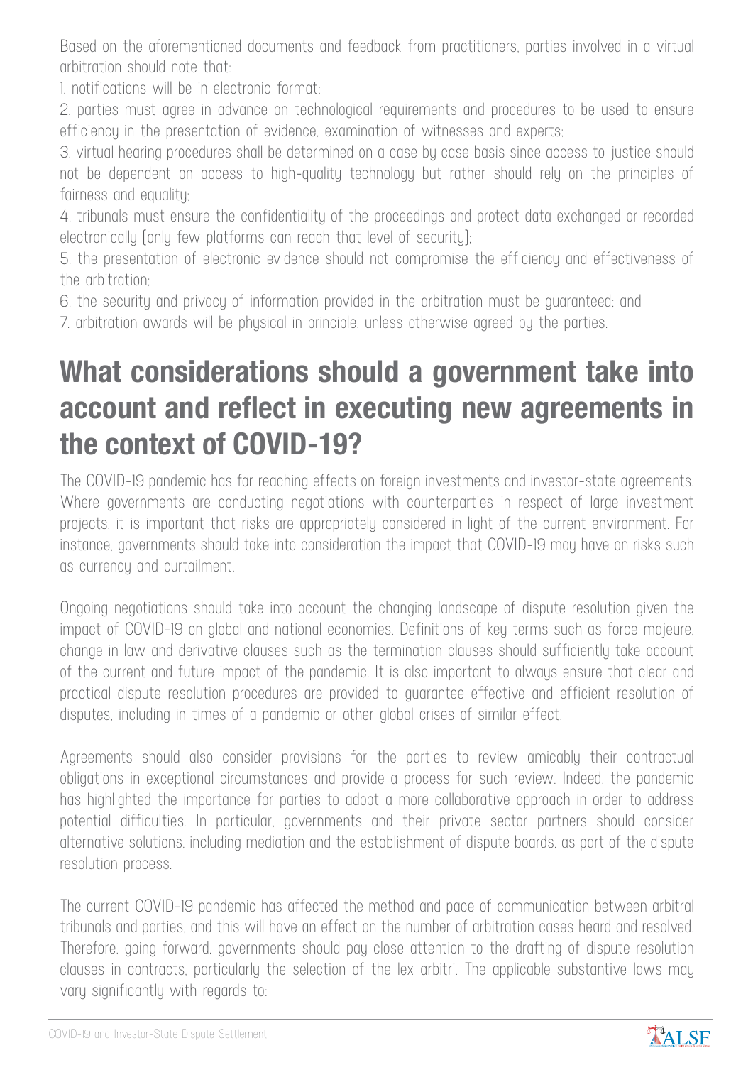Based on the aforementioned documents and feedback from practitioners, parties involved in a virtual arbitration should note that:

1. notifications will be in electronic format;
2. parties must agree in advance on technological requirements and procedures to be used to ensure efficiency in the presentation of evidence, examination of witnesses and experts;
3. virtual hearing procedures shall be determined on a case by case basis since access to justice should not be dependent on access to high-quality technology but rather should rely on the principles of fairness and equality;
4. tribunals must ensure the confidentiality of the proceedings and protect data exchanged or recorded electronically (only few platforms can reach that level of security);
5. the presentation of electronic evidence should not compromise the efficiency and effectiveness of the arbitration;
6. the security and privacy of information provided in the arbitration must be guaranteed; and
7. arbitration awards will be physical in principle, unless otherwise agreed by the parties.

# What considerations should a government take into account and reflect in executing new agreements in the context of COVID-19?

The COVID-19 pandemic has far reaching effects on foreign investments and investor-state agreements. Where governments are conducting negotiations with counterparties in respect of large investment projects, it is important that risks are appropriately considered in light of the current environment. For instance, governments should take into consideration the impact that COVID-19 may have on risks such as currency and curtailment.

Ongoing negotiations should take into account the changing landscape of dispute resolution given the impact of COVID-19 on global and national economies. Definitions of key terms such as force majeure, change in law and derivative clauses such as the termination clauses should sufficiently take account of the current and future impact of the pandemic. It is also important to always ensure that clear and practical dispute resolution procedures are provided to guarantee effective and efficient resolution of disputes, including in times of a pandemic or other global crises of similar effect.

Agreements should also consider provisions for the parties to review amicably their contractual obligations in exceptional circumstances and provide a process for such review. Indeed, the pandemic has highlighted the importance for parties to adopt a more collaborative approach in order to address potential difficulties. In particular, governments and their private sector partners should consider alternative solutions, including mediation and the establishment of dispute boards, as part of the dispute resolution process.

The current COVID-19 pandemic has affected the method and pace of communication between arbitral tribunals and parties, and this will have an effect on the number of arbitration cases heard and resolved. Therefore, going forward, governments should pay close attention to the drafting of dispute resolution clauses in contracts, particularly the selection of the lex arbitri. The applicable substantive laws may vary significantly with regards to: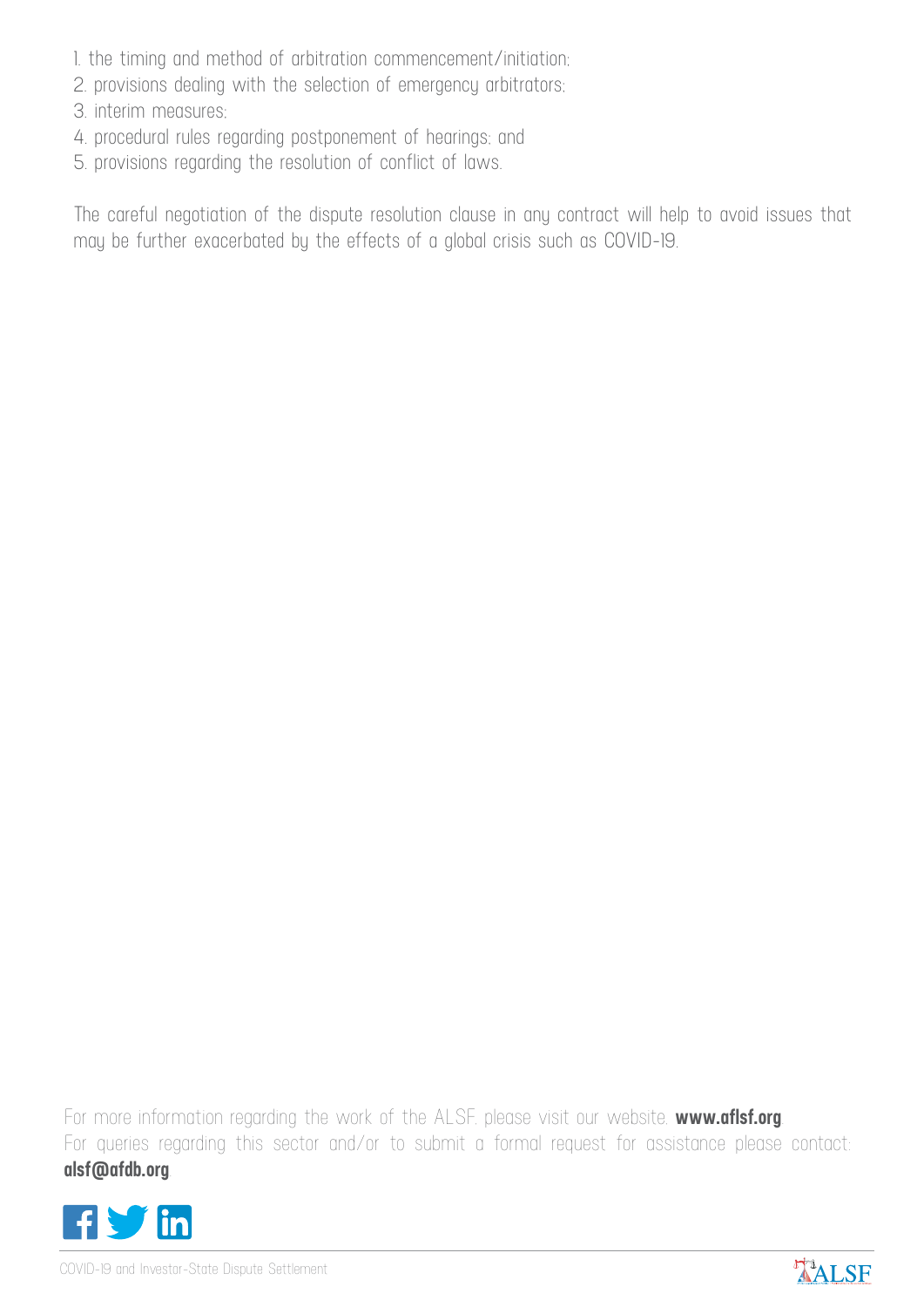1. the timing and method of arbitration commencement/initiation;
2. provisions dealing with the selection of emergency arbitrators;
3. interim measures;
4. procedural rules regarding postponement of hearings; and
5. provisions regarding the resolution of conflict of laws.

The careful negotiation of the dispute resolution clause in any contract will help to avoid issues that may be further exacerbated by the effects of a global crisis such as COVID-19.

For more information regarding the work of the ALSF, please visit our website. **www.aflsf.org**.
For queries regarding this sector and/or to submit a formal request for assistance please contact: **alsf@afdb.org**